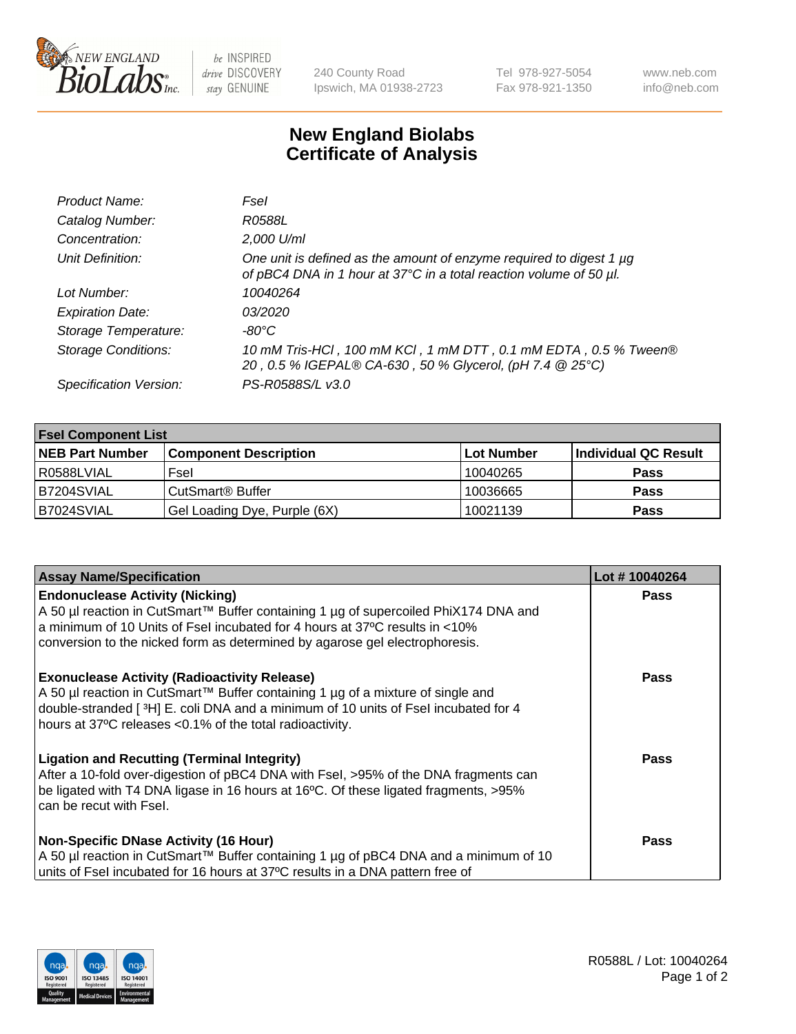New England BioLabs Inc. — be INSPIRED drive DISCOVERY stay GENUINE

240 County Road
Ipswich, MA 01938-2723

Tel 978-927-5054
Fax 978-921-1350

www.neb.com
info@neb.com

# New England Biolabs Certificate of Analysis

| | |
|---|---|
| *Product Name:* | *FseI* |
| *Catalog Number:* | *R0588L* |
| *Concentration:* | *2,000 U/ml* |
| *Unit Definition:* | *One unit is defined as the amount of enzyme required to digest 1 µg of pBC4 DNA in 1 hour at 37°C in a total reaction volume of 50 µl.* |
| *Lot Number:* | *10040264* |
| *Expiration Date:* | *03/2020* |
| *Storage Temperature:* | *-80°C* |
| *Storage Conditions:* | *10 mM Tris-HCl , 100 mM KCl , 1 mM DTT , 0.1 mM EDTA , 0.5 % Tween® 20 , 0.5 % IGEPAL® CA-630 , 50 % Glycerol, (pH 7.4 @ 25°C)* |
| *Specification Version:* | *PS-R0588S/L v3.0* |

| FseI Component List | | | |
|---|---|---|---|
| **NEB Part Number** | **Component Description** | **Lot Number** | **Individual QC Result** |
| R0588LVIAL | FseI | 10040265 | **Pass** |
| B7204SVIAL | CutSmart® Buffer | 10036665 | **Pass** |
| B7024SVIAL | Gel Loading Dye, Purple (6X) | 10021139 | **Pass** |

| Assay Name/Specification | Lot # 10040264 |
|---|---|
| **Endonuclease Activity (Nicking)**<br>A 50 µl reaction in CutSmart™ Buffer containing 1 µg of supercoiled PhiX174 DNA and a minimum of 10 Units of FseI incubated for 4 hours at 37ºC results in <10% conversion to the nicked form as determined by agarose gel electrophoresis. | **Pass** |
| **Exonuclease Activity (Radioactivity Release)**<br>A 50 µl reaction in CutSmart™ Buffer containing 1 µg of a mixture of single and double-stranded [ $^{3}$H] E. coli DNA and a minimum of 10 units of FseI incubated for 4 hours at 37ºC releases <0.1% of the total radioactivity. | **Pass** |
| **Ligation and Recutting (Terminal Integrity)**<br>After a 10-fold over-digestion of pBC4 DNA with FseI, >95% of the DNA fragments can be ligated with T4 DNA ligase in 16 hours at 16ºC. Of these ligated fragments, >95% can be recut with FseI. | **Pass** |
| **Non-Specific DNase Activity (16 Hour)**<br>A 50 µl reaction in CutSmart™ Buffer containing 1 µg of pBC4 DNA and a minimum of 10 units of FseI incubated for 16 hours at 37ºC results in a DNA pattern free of | **Pass** |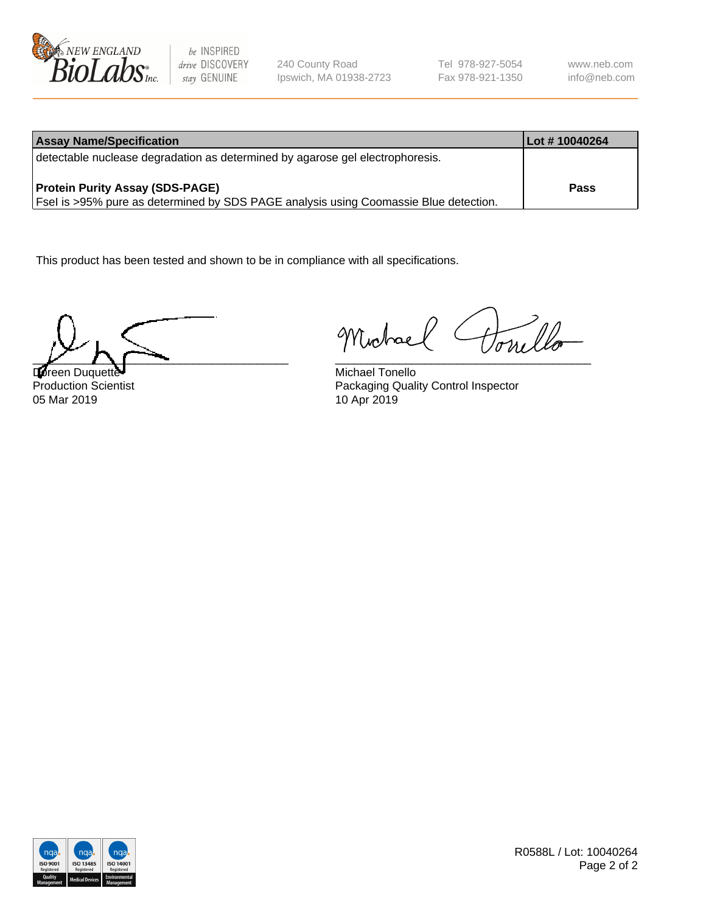| Assay Name/Specification | Lot # 10040264 |
|---|---|
| detectable nuclease degradation as determined by agarose gel electrophoresis. | |
| **Protein Purity Assay (SDS-PAGE)**<br>FseI is >95% pure as determined by SDS PAGE analysis using Coomassie Blue detection. | **Pass** |

This product has been tested and shown to be in compliance with all specifications.

Doreen Duquette
Production Scientist
05 Mar 2019

Michael Tonello
Packaging Quality Control Inspector
10 Apr 2019

R0588L / Lot: 10040264